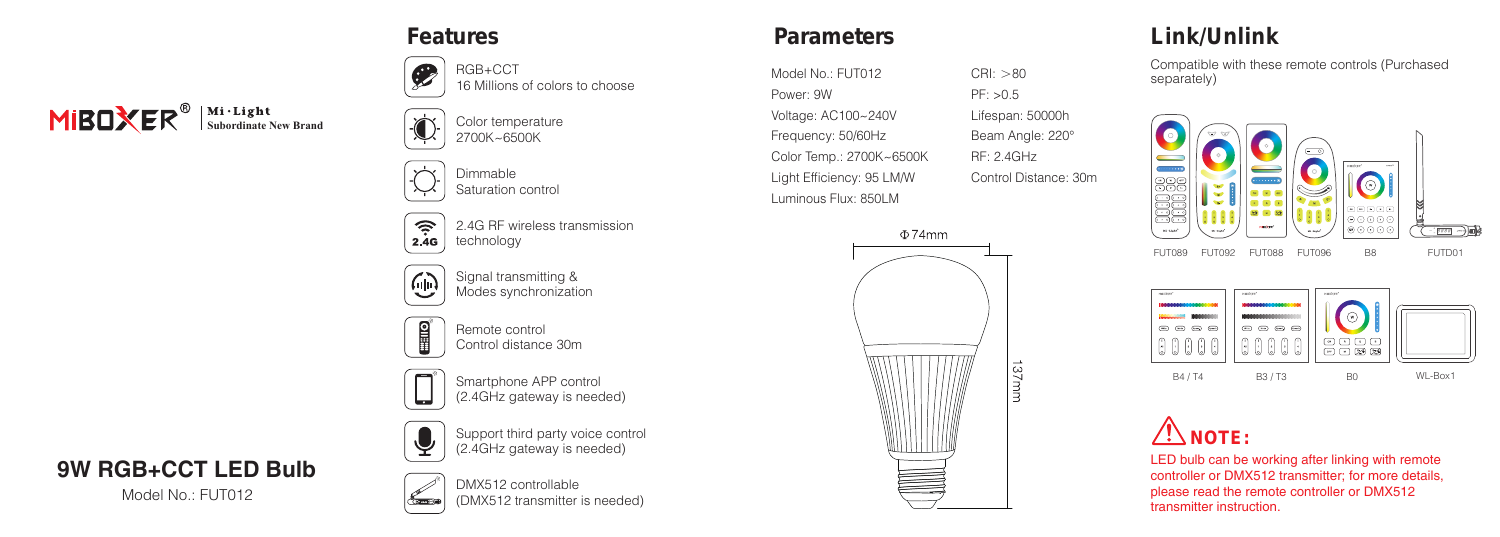MiBOXER® | Mi·Light Subordinate New Brand

# 9W RGB+CCT LED Bulb

Model No.: FUT012

## Features

- RGB+CCT
  16 Millions of colors to choose
- Color temperature
  2700K~6500K
- Dimmable
  Saturation control
- 2.4G RF wireless transmission technology
- Signal transmitting & Modes synchronization
- Remote control
  Control distance 30m
- Smartphone APP control
  (2.4GHz gateway is needed)
- Support third party voice control
  (2.4GHz gateway is needed)
- DMX512 controllable
  (DMX512 transmitter is needed)

## Parameters

Model No.: FUT012
Power: 9W
Voltage: AC100~240V
Frequency: 50/60Hz
Color Temp.: 2700K~6500K
Light Efficiency: 95 LM/W
Luminous Flux: 850LM

CRI: >80
PF: >0.5
Lifespan: 50000h
Beam Angle: 220°
RF: 2.4GHz
Control Distance: 30m

Φ74mm

137mm

## Link/Unlink

Compatible with these remote controls (Purchased separately)

FUT089 FUT092 FUT088 FUT096 B8 FUTD01

B4 / T4 B3 / T3 B0 WL-Box1

## NOTE:

LED bulb can be working after linking with remote controller or DMX512 transmitter; for more details, please read the remote controller or DMX512 transmitter instruction.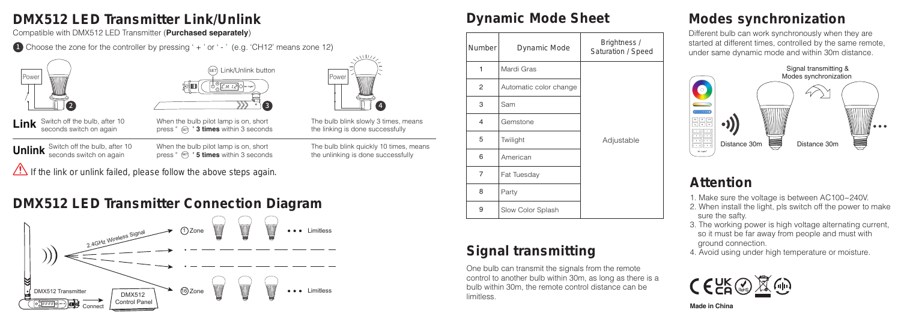## DMX512 LED Transmitter Link/Unlink

Compatible with DMX512 LED Transmitter (**Purchased separately**)

1 Choose the zone for the controller by pressing ' + ' or ' - ' (e.g. 'CH12' means zone 12)

Power

SET Link/Unlink button

2 3 4

**Link** Switch off the bulb, after 10 seconds switch on again

When the bulb pilot lamp is on, short press " SET " **3 times** within 3 seconds

The bulb blink slowly 3 times, means the linking is done successfully

**Unlink** Switch off the bulb, after 10 seconds switch on again

When the bulb pilot lamp is on, short press " SET " **5 times** within 3 seconds

The bulb blink quickly 10 times, means the unlinking is done successfully

⚠ If the link or unlink failed, please follow the above steps again.

## DMX512 LED Transmitter Connection Diagram

2.4GHz Wireless Signal

1 Zone ••• Limitless

16 Zone ••• Limitless

DMX512 Transmitter

DMX512 Control Panel

Connect

## Dynamic Mode Sheet

| Number | Dynamic Mode | Brightness / Saturation / Speed |
|---|---|---|
| 1 | Mardi Gras | Adjustable |
| 2 | Automatic color change | |
| 3 | Sam | |
| 4 | Gemstone | |
| 5 | Twilight | |
| 6 | American | |
| 7 | Fat Tuesday | |
| 8 | Party | |
| 9 | Slow Color Splash | |

## Signal transmitting

One bulb can transmit the signals from the remote control to another bulb within 30m, as long as there is a bulb within 30m, the remote control distance can be limitless.

## Modes synchronization

Different bulb can work synchronously when they are started at different times, controlled by the same remote, under same dynamic mode and within 30m distance.

Signal transmitting & Modes synchronization

Distance 30m

Distance 30m

## Attention

1. Make sure the voltage is between AC100~240V.
2. When install the light, pls switch off the power to make sure the safty.
3. The working power is high voltage alternating current, so it must be far away from people and must with ground connection.
4. Avoid using under high temperature or moisture.

**Made in China**